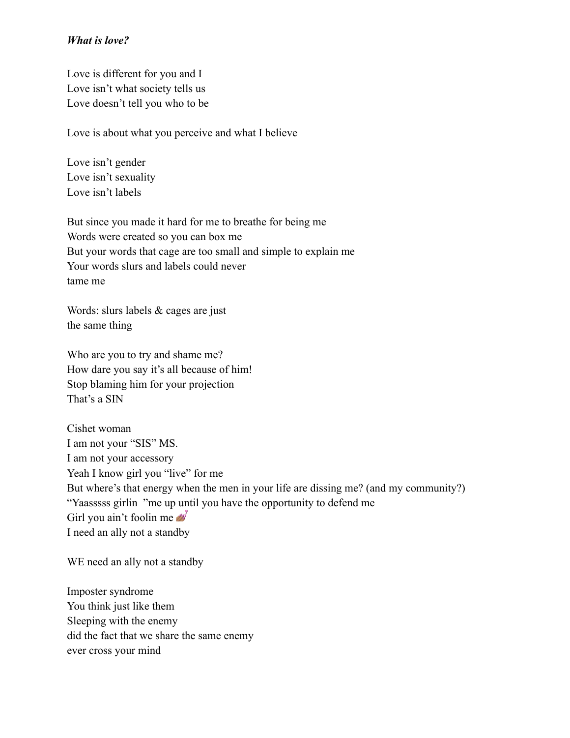***What is love?***

Love is different for you and I  
Love isn't what society tells us  
Love doesn't tell you who to be

Love is about what you perceive and what I believe

Love isn't gender  
Love isn't sexuality  
Love isn't labels

But since you made it hard for me to breathe for being me  
Words were created so you can box me  
But your words that cage are too small and simple to explain me  
Your words slurs and labels could never  
tame me

Words: slurs labels & cages are just  
the same thing

Who are you to try and shame me?  
How dare you say it's all because of him!  
Stop blaming him for your projection  
That's a SIN

Cishet woman  
I am not your "SIS" MS.  
I am not your accessory  
Yeah I know girl you "live" for me  
But where's that energy when the men in your life are dissing me? (and my community?)  
"Yaasssss girlin "me up until you have the opportunity to defend me  
Girl you ain't foolin me 💅🏽  
I need an ally not a standby

WE need an ally not a standby

Imposter syndrome  
You think just like them  
Sleeping with the enemy  
did the fact that we share the same enemy  
ever cross your mind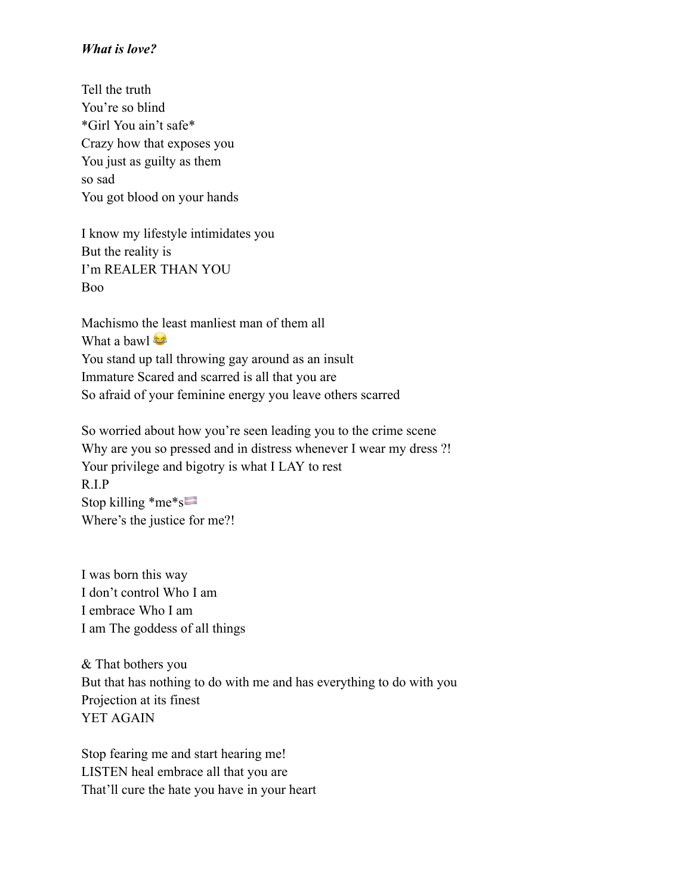***What is love?***

Tell the truth
You're so blind
*Girl You ain't safe*
Crazy how that exposes you
You just as guilty as them
so sad
You got blood on your hands

I know my lifestyle intimidates you
But the reality is
I'm REALER THAN YOU
Boo

Machismo the least manliest man of them all
What a bawl 😂
You stand up tall throwing gay around as an insult
Immature Scared and scarred is all that you are
So afraid of your feminine energy you leave others scarred

So worried about how you're seen leading you to the crime scene
Why are you so pressed and in distress whenever I wear my dress ?!
Your privilege and bigotry is what I LAY to rest
R.I.P
Stop killing *me*s🏳️‍⚧️
Where's the justice for me?!

I was born this way
I don't control Who I am
I embrace Who I am
I am The goddess of all things

& That bothers you
But that has nothing to do with me and has everything to do with you
Projection at its finest
YET AGAIN

Stop fearing me and start hearing me!
LISTEN heal embrace all that you are
That'll cure the hate you have in your heart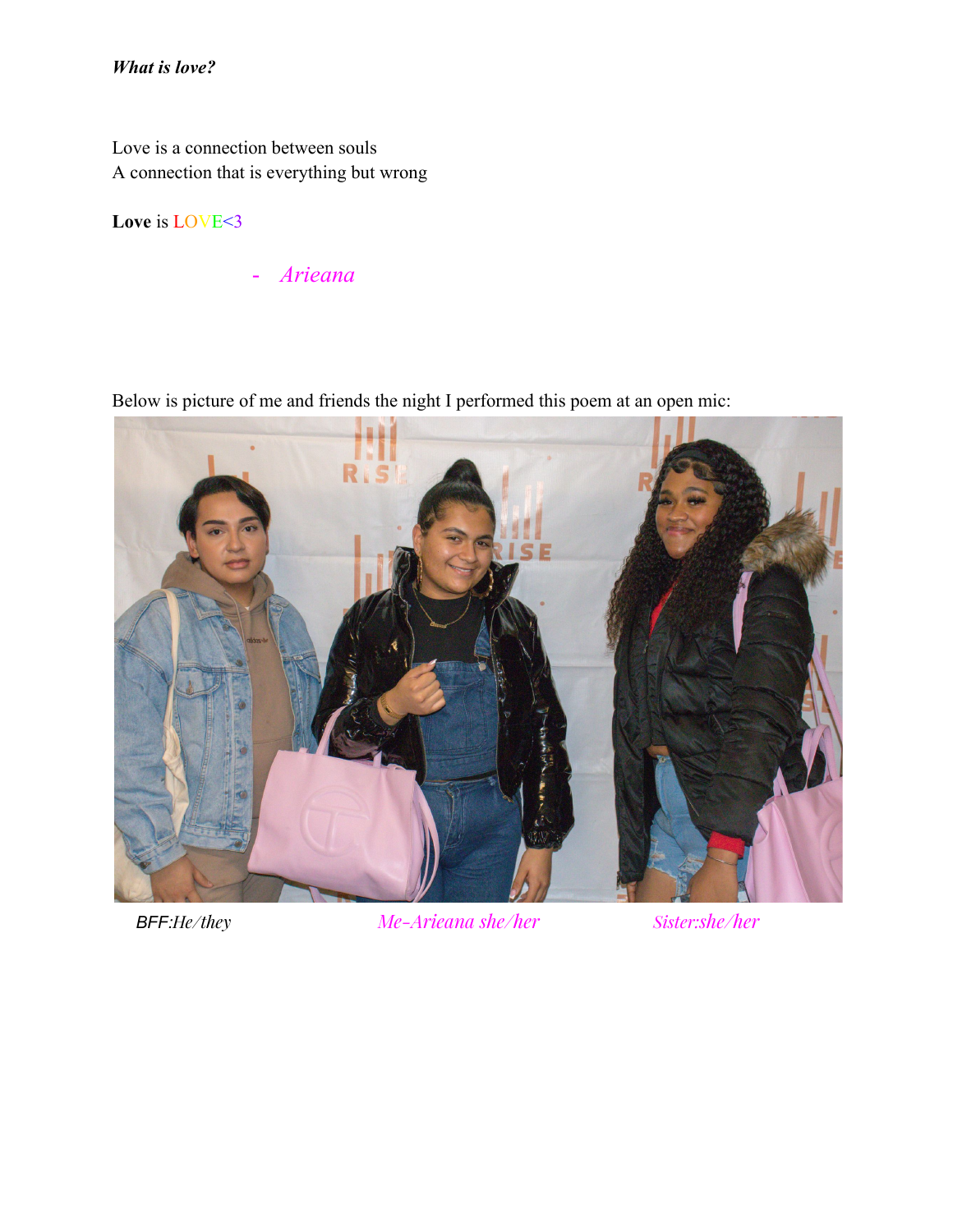***What is love?***

Love is a connection between souls
A connection that is everything but wrong

**Love** is LOVE<3

- *Arieana*

Below is picture of me and friends the night I performed this poem at an open mic:

BFF:He/they Me-Arieana she/her Sister:she/her